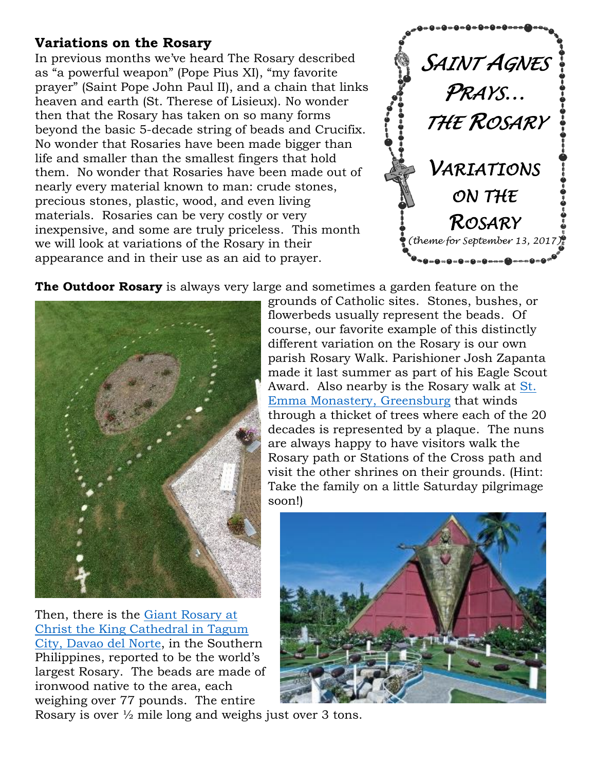## Variations on the Rosary

In previous months we've heard The Rosary described as "a powerful weapon" (Pope Pius XI), "my favorite prayer" (Saint Pope John Paul II), and a chain that links heaven and earth (St. Therese of Lisieux). No wonder then that the Rosary has taken on so many forms beyond the basic 5-decade string of beads and Crucifix. No wonder that Rosaries have been made bigger than life and smaller than the smallest fingers that hold them. No wonder that Rosaries have been made out of nearly every material known to man: crude stones, precious stones, plastic, wood, and even living materials. Rosaries can be very costly or very inexpensive, and some are truly priceless. This month we will look at variations of the Rosary in their appearance and in their use as an aid to prayer.

*SAINT AGNES PRAYS… THE ROSARY*

*VARIATIONS ON THE ROSARY*

*(theme for September 13, 2017)*

**The Outdoor Rosary** is always very large and sometimes a garden feature on the grounds of Catholic sites. Stones, bushes, or flowerbeds usually represent the beads. Of course, our favorite example of this distinctly different variation on the Rosary is our own parish Rosary Walk. Parishioner Josh Zapanta made it last summer as part of his Eagle Scout Award. Also nearby is the Rosary walk at St. Emma Monastery, Greensburg that winds through a thicket of trees where each of the 20 decades is represented by a plaque. The nuns are always happy to have visitors walk the Rosary path or Stations of the Cross path and visit the other shrines on their grounds. (Hint: Take the family on a little Saturday pilgrimage soon!)

Then, there is the Giant Rosary at Christ the King Cathedral in Tagum City, Davao del Norte, in the Southern Philippines, reported to be the world's largest Rosary. The beads are made of ironwood native to the area, each weighing over 77 pounds. The entire Rosary is over ½ mile long and weighs just over 3 tons.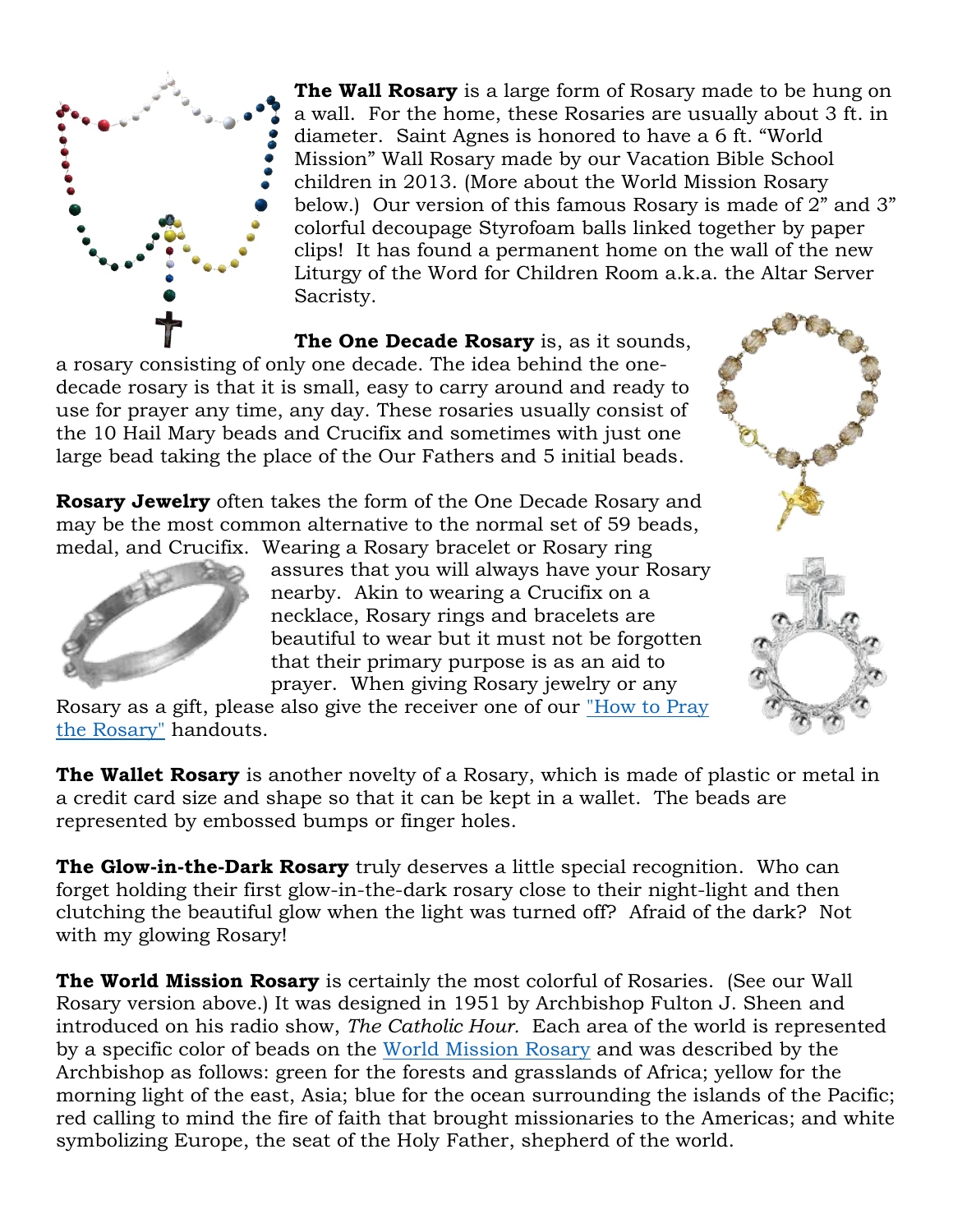**The Wall Rosary** is a large form of Rosary made to be hung on a wall. For the home, these Rosaries are usually about 3 ft. in diameter. Saint Agnes is honored to have a 6 ft. "World Mission" Wall Rosary made by our Vacation Bible School children in 2013. (More about the World Mission Rosary below.) Our version of this famous Rosary is made of 2" and 3" colorful decoupage Styrofoam balls linked together by paper clips! It has found a permanent home on the wall of the new Liturgy of the Word for Children Room a.k.a. the Altar Server Sacristy.

**The One Decade Rosary** is, as it sounds, a rosary consisting of only one decade. The idea behind the one-decade rosary is that it is small, easy to carry around and ready to use for prayer any time, any day. These rosaries usually consist of the 10 Hail Mary beads and Crucifix and sometimes with just one large bead taking the place of the Our Fathers and 5 initial beads.

**Rosary Jewelry** often takes the form of the One Decade Rosary and may be the most common alternative to the normal set of 59 beads, medal, and Crucifix. Wearing a Rosary bracelet or Rosary ring assures that you will always have your Rosary nearby. Akin to wearing a Crucifix on a necklace, Rosary rings and bracelets are beautiful to wear but it must not be forgotten that their primary purpose is as an aid to prayer. When giving Rosary jewelry or any Rosary as a gift, please also give the receiver one of our "How to Pray the Rosary" handouts.

**The Wallet Rosary** is another novelty of a Rosary, which is made of plastic or metal in a credit card size and shape so that it can be kept in a wallet. The beads are represented by embossed bumps or finger holes.

**The Glow-in-the-Dark Rosary** truly deserves a little special recognition. Who can forget holding their first glow-in-the-dark rosary close to their night-light and then clutching the beautiful glow when the light was turned off? Afraid of the dark? Not with my glowing Rosary!

**The World Mission Rosary** is certainly the most colorful of Rosaries. (See our Wall Rosary version above.) It was designed in 1951 by Archbishop Fulton J. Sheen and introduced on his radio show, *The Catholic Hour*. Each area of the world is represented by a specific color of beads on the World Mission Rosary and was described by the Archbishop as follows: green for the forests and grasslands of Africa; yellow for the morning light of the east, Asia; blue for the ocean surrounding the islands of the Pacific; red calling to mind the fire of faith that brought missionaries to the Americas; and white symbolizing Europe, the seat of the Holy Father, shepherd of the world.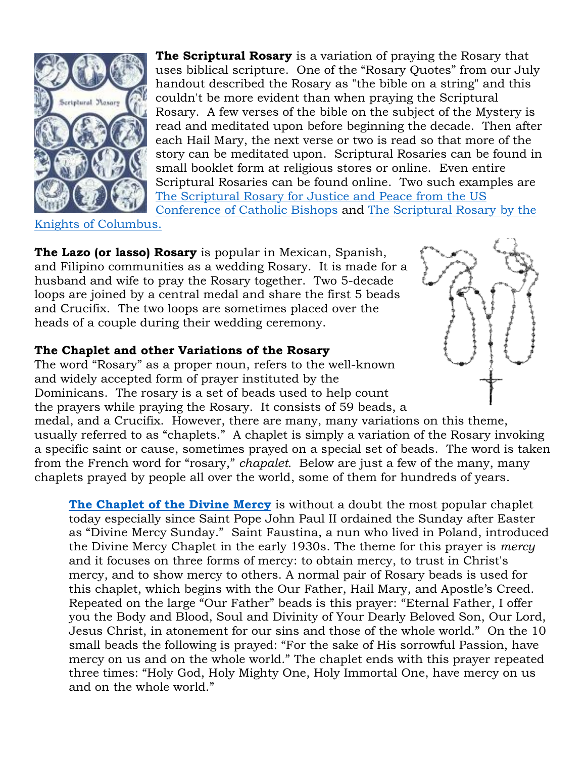**The Scriptural Rosary** is a variation of praying the Rosary that uses biblical scripture. One of the "Rosary Quotes" from our July handout described the Rosary as "the bible on a string" and this couldn't be more evident than when praying the Scriptural Rosary. A few verses of the bible on the subject of the Mystery is read and meditated upon before beginning the decade. Then after each Hail Mary, the next verse or two is read so that more of the story can be meditated upon. Scriptural Rosaries can be found in small booklet form at religious stores or online. Even entire Scriptural Rosaries can be found online. Two such examples are The Scriptural Rosary for Justice and Peace from the US Conference of Catholic Bishops and The Scriptural Rosary by the Knights of Columbus.

**The Lazo (or lasso) Rosary** is popular in Mexican, Spanish, and Filipino communities as a wedding Rosary. It is made for a husband and wife to pray the Rosary together. Two 5-decade loops are joined by a central medal and share the first 5 beads and Crucifix. The two loops are sometimes placed over the heads of a couple during their wedding ceremony.

**The Chaplet and other Variations of the Rosary**

The word "Rosary" as a proper noun, refers to the well-known and widely accepted form of prayer instituted by the Dominicans. The rosary is a set of beads used to help count the prayers while praying the Rosary. It consists of 59 beads, a medal, and a Crucifix. However, there are many, many variations on this theme, usually referred to as "chaplets." A chaplet is simply a variation of the Rosary invoking a specific saint or cause, sometimes prayed on a special set of beads. The word is taken from the French word for "rosary," *chapalet.* Below are just a few of the many, many chaplets prayed by people all over the world, some of them for hundreds of years.

> **The Chaplet of the Divine Mercy** is without a doubt the most popular chaplet today especially since Saint Pope John Paul II ordained the Sunday after Easter as "Divine Mercy Sunday." Saint Faustina, a nun who lived in Poland, introduced the Divine Mercy Chaplet in the early 1930s. The theme for this prayer is *mercy* and it focuses on three forms of mercy: to obtain mercy, to trust in Christ's mercy, and to show mercy to others. A normal pair of Rosary beads is used for this chaplet, which begins with the Our Father, Hail Mary, and Apostle's Creed. Repeated on the large "Our Father" beads is this prayer: "Eternal Father, I offer you the Body and Blood, Soul and Divinity of Your Dearly Beloved Son, Our Lord, Jesus Christ, in atonement for our sins and those of the whole world." On the 10 small beads the following is prayed: "For the sake of His sorrowful Passion, have mercy on us and on the whole world." The chaplet ends with this prayer repeated three times: "Holy God, Holy Mighty One, Holy Immortal One, have mercy on us and on the whole world."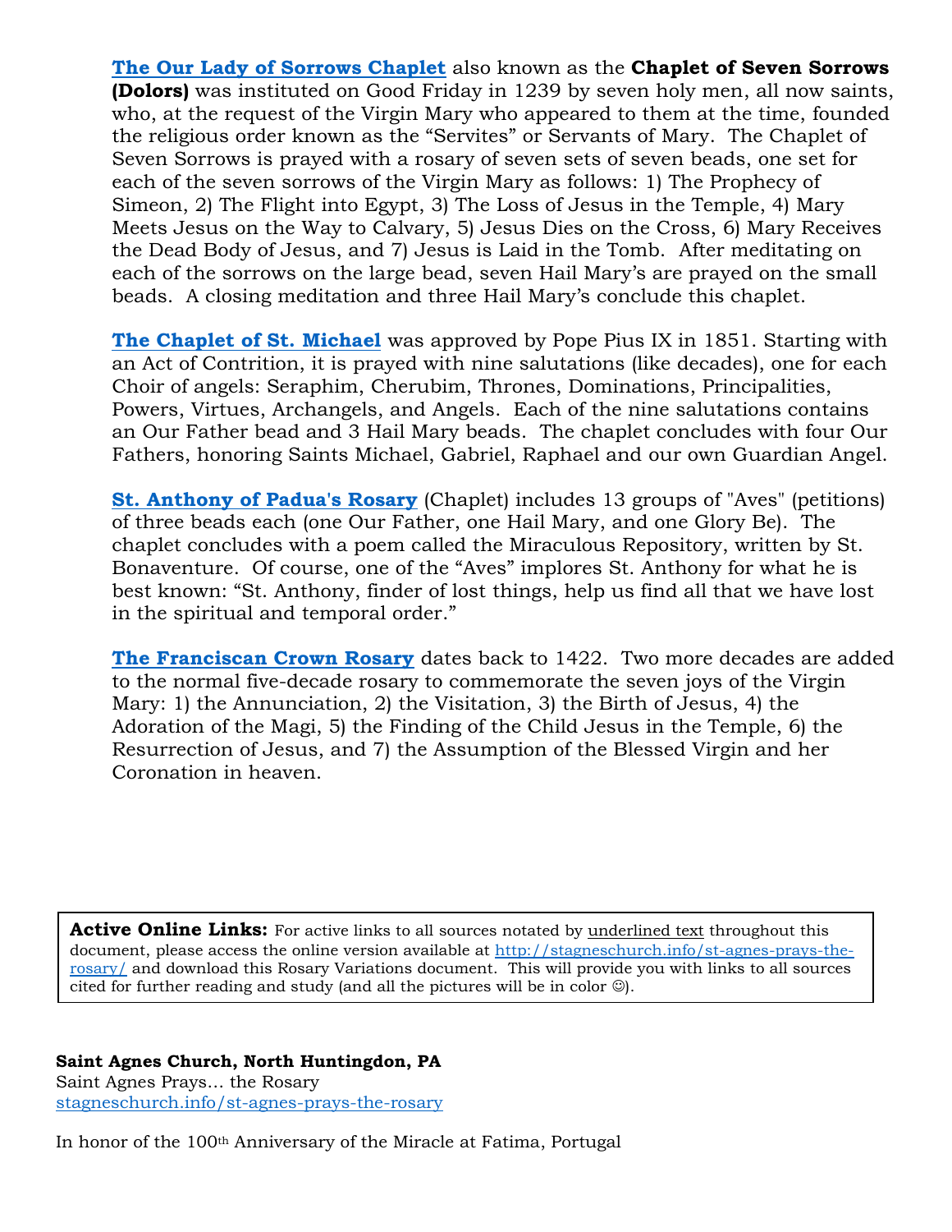**The Our Lady of Sorrows Chaplet** also known as the **Chaplet of Seven Sorrows (Dolors)** was instituted on Good Friday in 1239 by seven holy men, all now saints, who, at the request of the Virgin Mary who appeared to them at the time, founded the religious order known as the "Servites" or Servants of Mary. The Chaplet of Seven Sorrows is prayed with a rosary of seven sets of seven beads, one set for each of the seven sorrows of the Virgin Mary as follows: 1) The Prophecy of Simeon, 2) The Flight into Egypt, 3) The Loss of Jesus in the Temple, 4) Mary Meets Jesus on the Way to Calvary, 5) Jesus Dies on the Cross, 6) Mary Receives the Dead Body of Jesus, and 7) Jesus is Laid in the Tomb. After meditating on each of the sorrows on the large bead, seven Hail Mary's are prayed on the small beads. A closing meditation and three Hail Mary's conclude this chaplet.

**The Chaplet of St. Michael** was approved by Pope Pius IX in 1851. Starting with an Act of Contrition, it is prayed with nine salutations (like decades), one for each Choir of angels: Seraphim, Cherubim, Thrones, Dominations, Principalities, Powers, Virtues, Archangels, and Angels. Each of the nine salutations contains an Our Father bead and 3 Hail Mary beads. The chaplet concludes with four Our Fathers, honoring Saints Michael, Gabriel, Raphael and our own Guardian Angel.

**St. Anthony of Padua's Rosary** (Chaplet) includes 13 groups of "Aves" (petitions) of three beads each (one Our Father, one Hail Mary, and one Glory Be). The chaplet concludes with a poem called the Miraculous Repository, written by St. Bonaventure. Of course, one of the "Aves" implores St. Anthony for what he is best known: "St. Anthony, finder of lost things, help us find all that we have lost in the spiritual and temporal order."

**The Franciscan Crown Rosary** dates back to 1422. Two more decades are added to the normal five-decade rosary to commemorate the seven joys of the Virgin Mary: 1) the Annunciation, 2) the Visitation, 3) the Birth of Jesus, 4) the Adoration of the Magi, 5) the Finding of the Child Jesus in the Temple, 6) the Resurrection of Jesus, and 7) the Assumption of the Blessed Virgin and her Coronation in heaven.

**Active Online Links:** For active links to all sources notated by underlined text throughout this document, please access the online version available at http://stagneschurch.info/st-agnes-prays-the-rosary/ and download this Rosary Variations document. This will provide you with links to all sources cited for further reading and study (and all the pictures will be in color ☺).

**Saint Agnes Church, North Huntingdon, PA**
Saint Agnes Prays… the Rosary
stagneschurch.info/st-agnes-prays-the-rosary

In honor of the 100th Anniversary of the Miracle at Fatima, Portugal